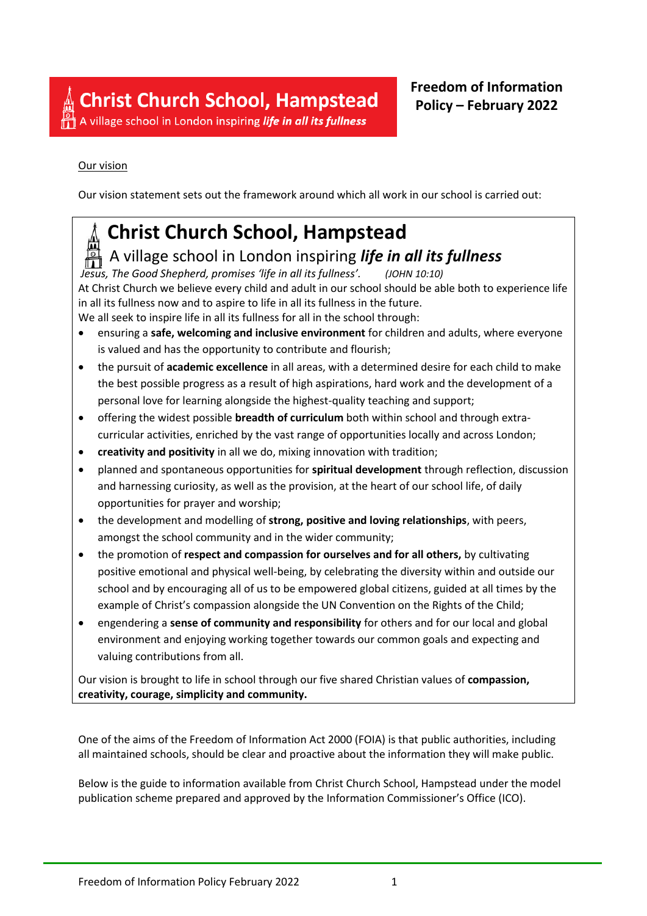# Christ Church School, Hampstead

A village school in London inspiring ***life in all its fullness***

**Freedom of Information Policy – February 2022**

Our vision

Our vision statement sets out the framework around which all work in our school is carried out:

## Christ Church School, Hampstead

A village school in London inspiring ***life in all its fullness***

*Jesus, The Good Shepherd, promises 'life in all its fullness'. (JOHN 10:10)*

At Christ Church we believe every child and adult in our school should be able both to experience life in all its fullness now and to aspire to life in all its fullness in the future.

We all seek to inspire life in all its fullness for all in the school through:

- ensuring a **safe, welcoming and inclusive environment** for children and adults, where everyone is valued and has the opportunity to contribute and flourish;
- the pursuit of **academic excellence** in all areas, with a determined desire for each child to make the best possible progress as a result of high aspirations, hard work and the development of a personal love for learning alongside the highest-quality teaching and support;
- offering the widest possible **breadth of curriculum** both within school and through extra-curricular activities, enriched by the vast range of opportunities locally and across London;
- **creativity and positivity** in all we do, mixing innovation with tradition;
- planned and spontaneous opportunities for **spiritual development** through reflection, discussion and harnessing curiosity, as well as the provision, at the heart of our school life, of daily opportunities for prayer and worship;
- the development and modelling of **strong, positive and loving relationships**, with peers, amongst the school community and in the wider community;
- the promotion of **respect and compassion for ourselves and for all others,** by cultivating positive emotional and physical well-being, by celebrating the diversity within and outside our school and by encouraging all of us to be empowered global citizens, guided at all times by the example of Christ's compassion alongside the UN Convention on the Rights of the Child;
- engendering a **sense of community and responsibility** for others and for our local and global environment and enjoying working together towards our common goals and expecting and valuing contributions from all.

Our vision is brought to life in school through our five shared Christian values of **compassion, creativity, courage, simplicity and community.**

One of the aims of the Freedom of Information Act 2000 (FOIA) is that public authorities, including all maintained schools, should be clear and proactive about the information they will make public.

Below is the guide to information available from Christ Church School, Hampstead under the model publication scheme prepared and approved by the Information Commissioner's Office (ICO).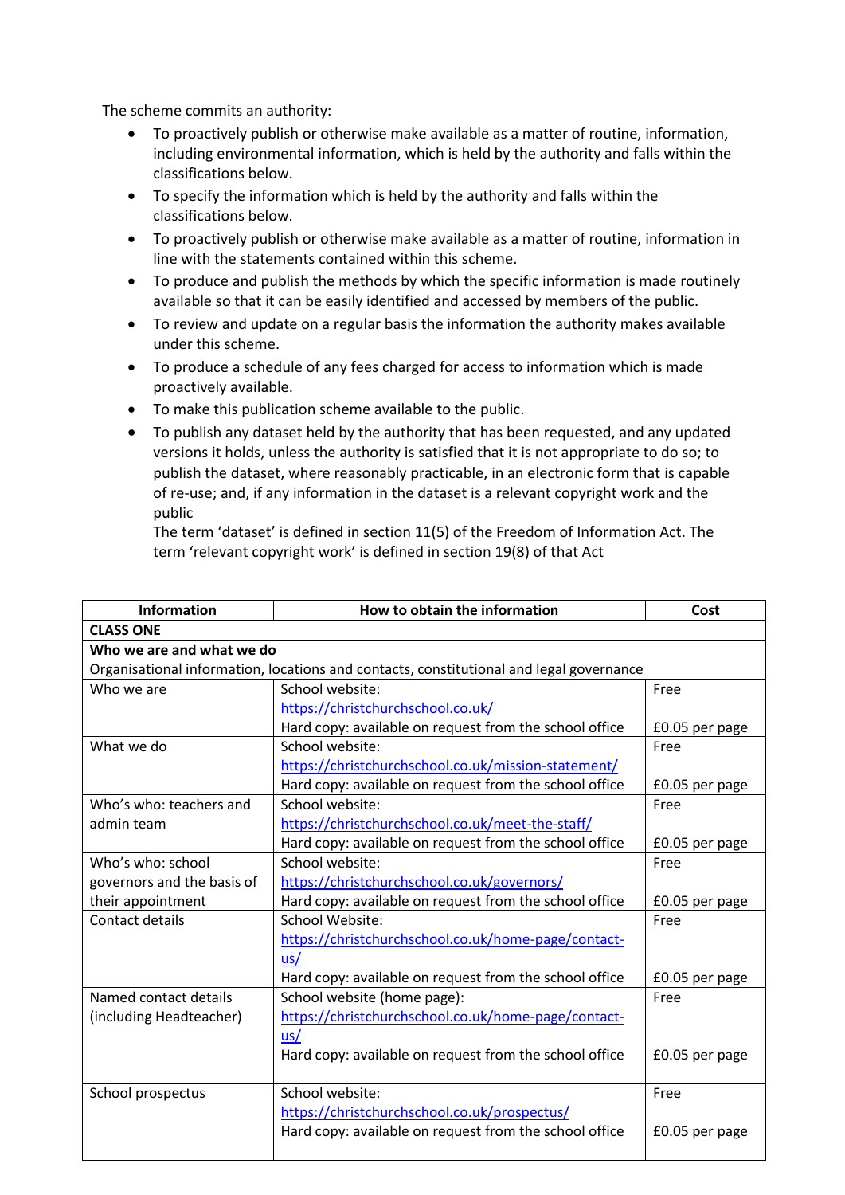The scheme commits an authority:

- To proactively publish or otherwise make available as a matter of routine, information, including environmental information, which is held by the authority and falls within the classifications below.
- To specify the information which is held by the authority and falls within the classifications below.
- To proactively publish or otherwise make available as a matter of routine, information in line with the statements contained within this scheme.
- To produce and publish the methods by which the specific information is made routinely available so that it can be easily identified and accessed by members of the public.
- To review and update on a regular basis the information the authority makes available under this scheme.
- To produce a schedule of any fees charged for access to information which is made proactively available.
- To make this publication scheme available to the public.
- To publish any dataset held by the authority that has been requested, and any updated versions it holds, unless the authority is satisfied that it is not appropriate to do so; to publish the dataset, where reasonably practicable, in an electronic form that is capable of re-use; and, if any information in the dataset is a relevant copyright work and the public
  The term 'dataset' is defined in section 11(5) of the Freedom of Information Act. The term 'relevant copyright work' is defined in section 19(8) of that Act

| Information | How to obtain the information | Cost |
|---|---|---|
| **CLASS ONE** | | |
| **Who we are and what we do** | | |
| Organisational information, locations and contacts, constitutional and legal governance | | |
| Who we are | School website: https://christchurchschool.co.uk/<br>Hard copy: available on request from the school office | Free<br><br>£0.05 per page |
| What we do | School website: https://christchurchschool.co.uk/mission-statement/<br>Hard copy: available on request from the school office | Free<br><br>£0.05 per page |
| Who's who: teachers and admin team | School website: https://christchurchschool.co.uk/meet-the-staff/<br>Hard copy: available on request from the school office | Free<br><br>£0.05 per page |
| Who's who: school governors and the basis of their appointment | School website: https://christchurchschool.co.uk/governors/<br>Hard copy: available on request from the school office | Free<br><br>£0.05 per page |
| Contact details | School Website: https://christchurchschool.co.uk/home-page/contact-us/<br>Hard copy: available on request from the school office | Free<br><br>£0.05 per page |
| Named contact details (including Headteacher) | School website (home page): https://christchurchschool.co.uk/home-page/contact-us/<br>Hard copy: available on request from the school office | Free<br><br>£0.05 per page |
| School prospectus | School website: https://christchurchschool.co.uk/prospectus/<br>Hard copy: available on request from the school office | Free<br><br>£0.05 per page |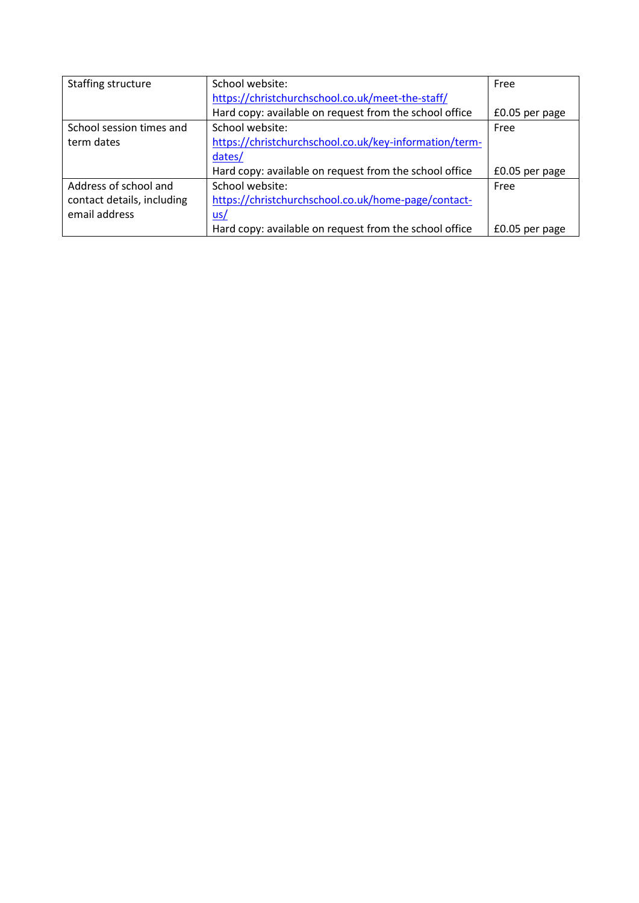| Staffing structure | School website: https://christchurchschool.co.uk/meet-the-staff/ Hard copy: available on request from the school office | Free £0.05 per page |
|---|---|---|
| School session times and term dates | School website: https://christchurchschool.co.uk/key-information/term-dates/ Hard copy: available on request from the school office | Free £0.05 per page |
| Address of school and contact details, including email address | School website: https://christchurchschool.co.uk/home-page/contact-us/ Hard copy: available on request from the school office | Free £0.05 per page |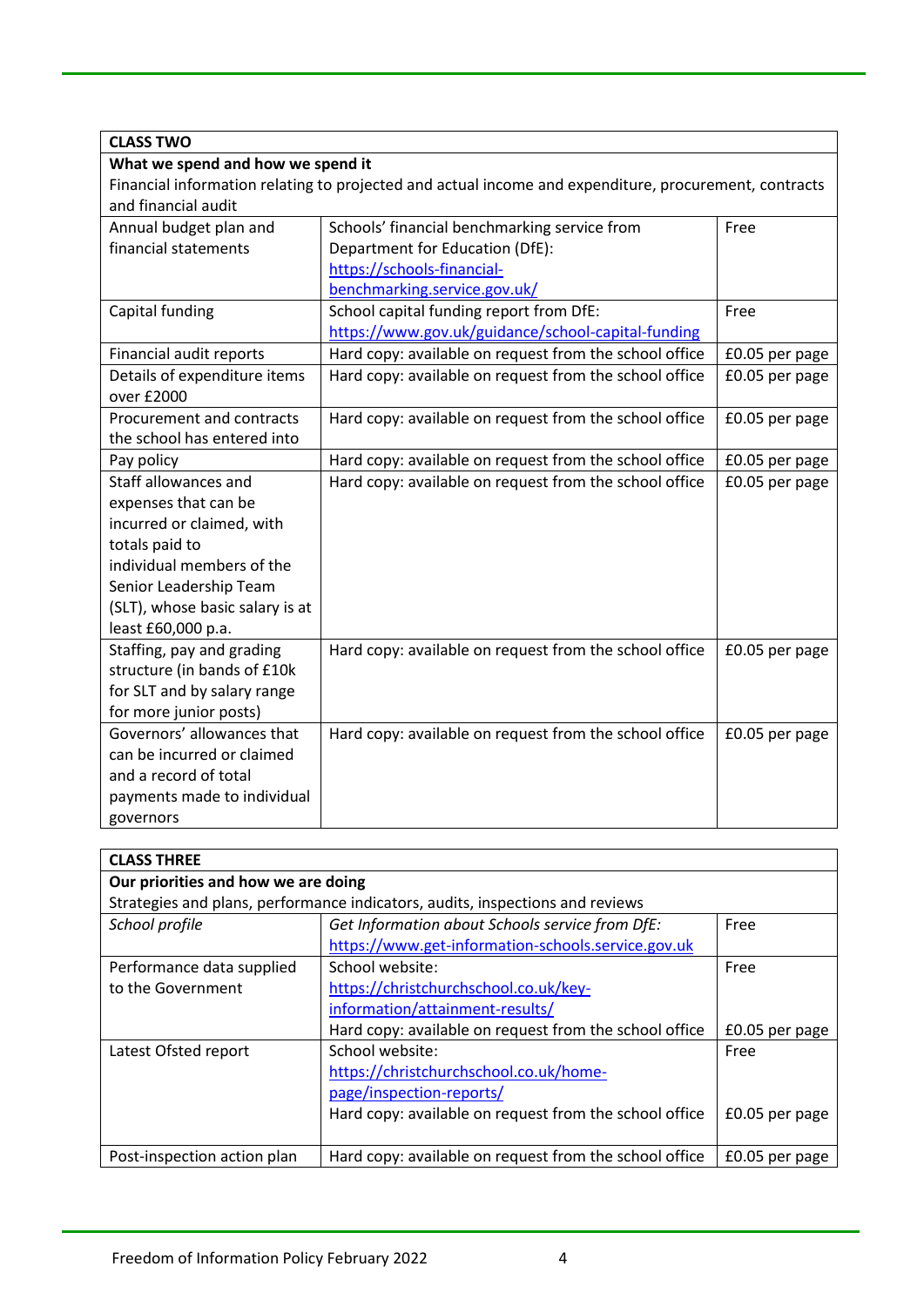| CLASS TWO | | |
|---|---|---|
| **What we spend and how we spend it**<br>Financial information relating to projected and actual income and expenditure, procurement, contracts and financial audit | | |
| Annual budget plan and financial statements | Schools' financial benchmarking service from Department for Education (DfE): https://schools-financial-benchmarking.service.gov.uk/ | Free |
| Capital funding | School capital funding report from DfE: https://www.gov.uk/guidance/school-capital-funding | Free |
| Financial audit reports | Hard copy: available on request from the school office | £0.05 per page |
| Details of expenditure items over £2000 | Hard copy: available on request from the school office | £0.05 per page |
| Procurement and contracts the school has entered into | Hard copy: available on request from the school office | £0.05 per page |
| Pay policy | Hard copy: available on request from the school office | £0.05 per page |
| Staff allowances and expenses that can be incurred or claimed, with totals paid to individual members of the Senior Leadership Team (SLT), whose basic salary is at least £60,000 p.a. | Hard copy: available on request from the school office | £0.05 per page |
| Staffing, pay and grading structure (in bands of £10k for SLT and by salary range for more junior posts) | Hard copy: available on request from the school office | £0.05 per page |
| Governors' allowances that can be incurred or claimed and a record of total payments made to individual governors | Hard copy: available on request from the school office | £0.05 per page |

| CLASS THREE | | |
|---|---|---|
| **Our priorities and how we are doing**<br>Strategies and plans, performance indicators, audits, inspections and reviews | | |
| *School profile* | *Get Information about Schools service from DfE:* https://www.get-information-schools.service.gov.uk | Free |
| Performance data supplied to the Government | School website: https://christchurchschool.co.uk/key-information/attainment-results/<br>Hard copy: available on request from the school office | Free<br><br>£0.05 per page |
| Latest Ofsted report | School website: https://christchurchschool.co.uk/home-page/inspection-reports/<br>Hard copy: available on request from the school office | Free<br><br>£0.05 per page |
| Post-inspection action plan | Hard copy: available on request from the school office | £0.05 per page |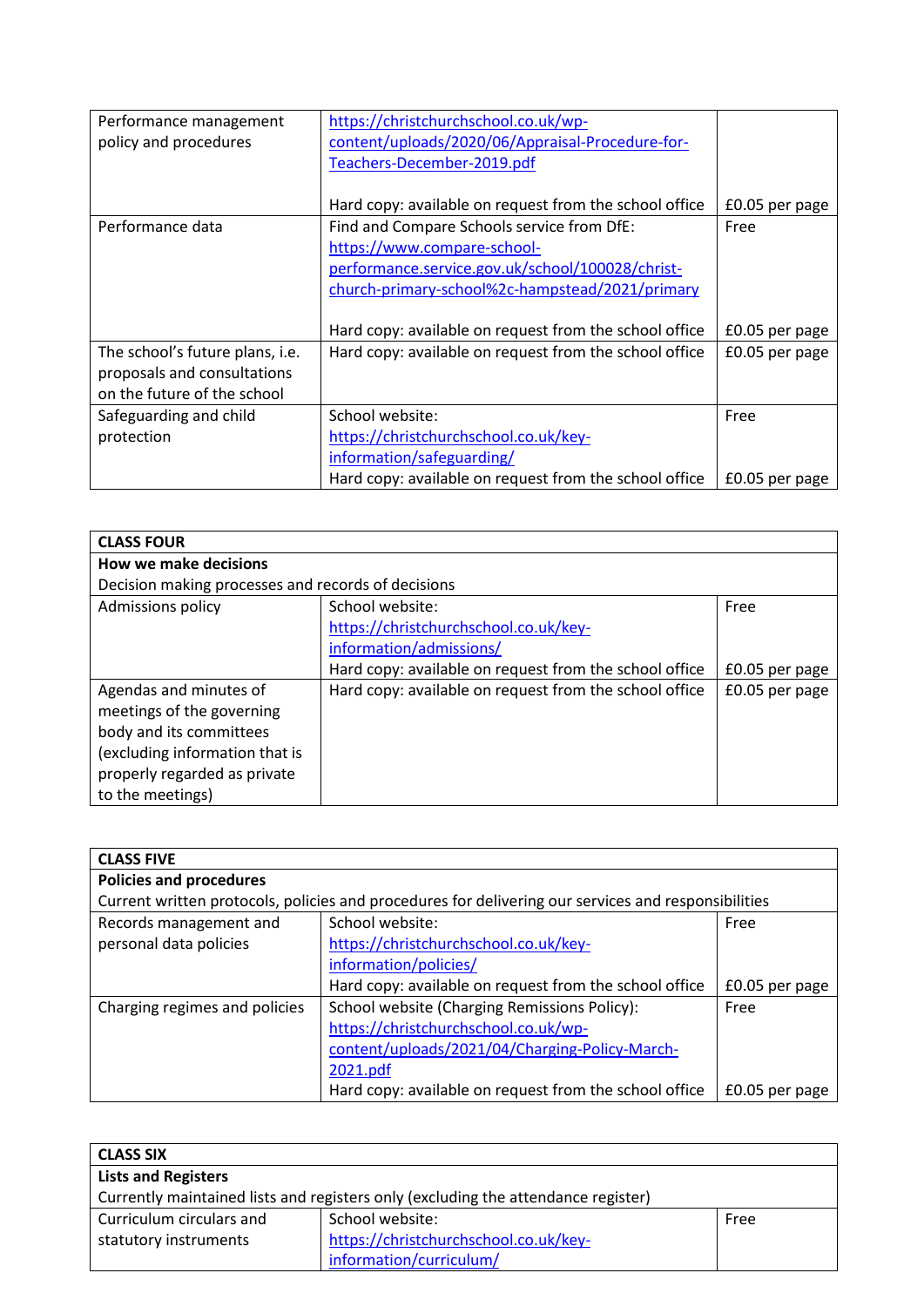| | | |
|---|---|---|
| Performance management policy and procedures | https://christchurchschool.co.uk/wp-content/uploads/2020/06/Appraisal-Procedure-for-Teachers-December-2019.pdf<br><br>Hard copy: available on request from the school office | <br><br><br><br>£0.05 per page |
| Performance data | Find and Compare Schools service from DfE: https://www.compare-school-performance.service.gov.uk/school/100028/christ-church-primary-school%2c-hampstead/2021/primary<br><br>Hard copy: available on request from the school office | Free<br><br><br><br><br>£0.05 per page |
| The school's future plans, i.e. proposals and consultations on the future of the school | Hard copy: available on request from the school office | £0.05 per page |
| Safeguarding and child protection | School website: https://christchurchschool.co.uk/key-information/safeguarding/<br>Hard copy: available on request from the school office | Free<br><br><br>£0.05 per page |

| **CLASS FOUR** | | |
|---|---|---|
| **How we make decisions**<br>Decision making processes and records of decisions | | |
| Admissions policy | School website: https://christchurchschool.co.uk/key-information/admissions/<br>Hard copy: available on request from the school office | Free<br><br><br>£0.05 per page |
| Agendas and minutes of meetings of the governing body and its committees (excluding information that is properly regarded as private to the meetings) | Hard copy: available on request from the school office | £0.05 per page |

| **CLASS FIVE** | | |
|---|---|---|
| **Policies and procedures**<br>Current written protocols, policies and procedures for delivering our services and responsibilities | | |
| Records management and personal data policies | School website: https://christchurchschool.co.uk/key-information/policies/<br>Hard copy: available on request from the school office | Free<br><br><br>£0.05 per page |
| Charging regimes and policies | School website (Charging Remissions Policy): https://christchurchschool.co.uk/wp-content/uploads/2021/04/Charging-Policy-March-2021.pdf<br>Hard copy: available on request from the school office | Free<br><br><br><br>£0.05 per page |

| **CLASS SIX** | | |
|---|---|---|
| **Lists and Registers**<br>Currently maintained lists and registers only (excluding the attendance register) | | |
| Curriculum circulars and statutory instruments | School website: https://christchurchschool.co.uk/key-information/curriculum/ | Free |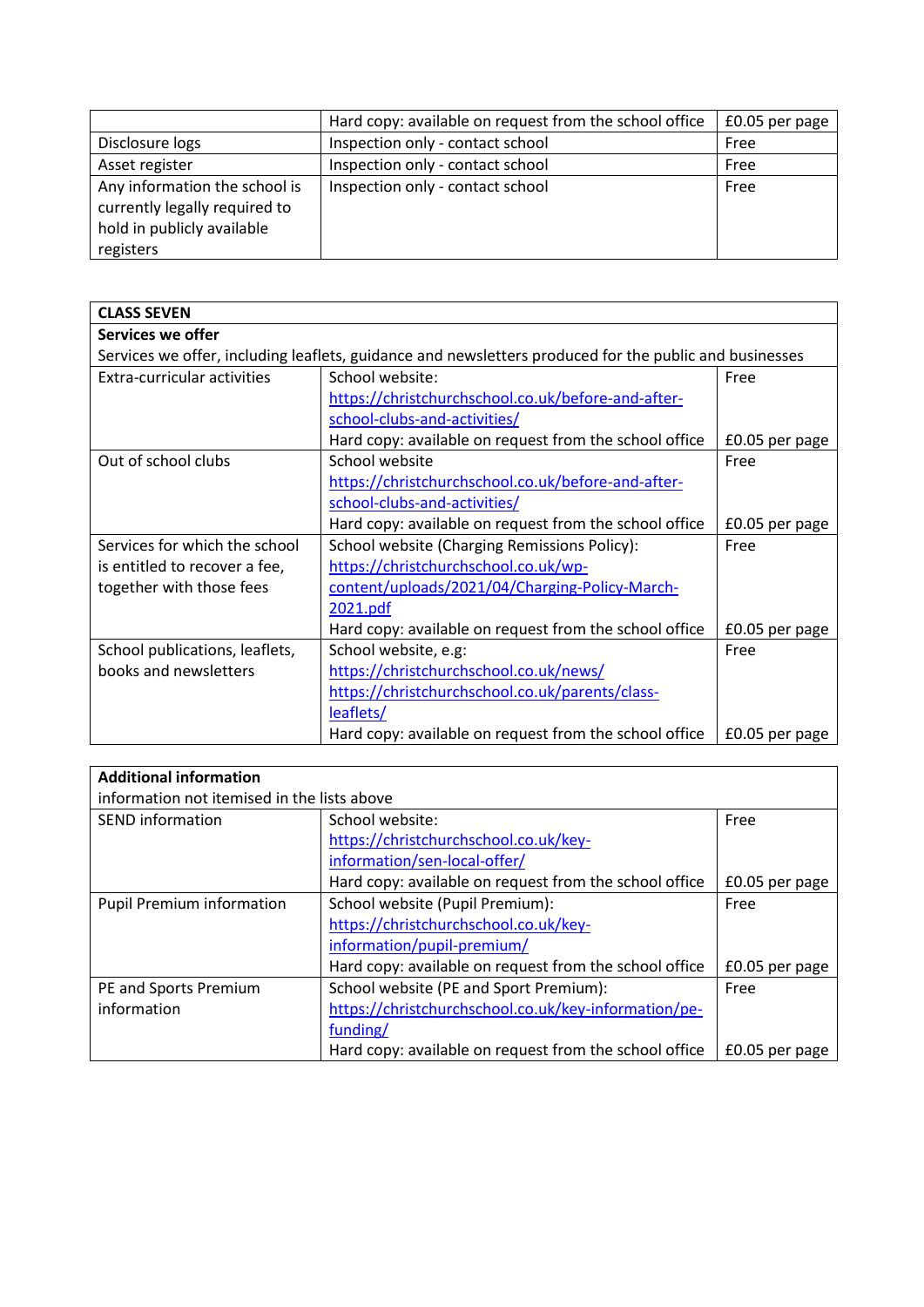| | | |
|---|---|---|
| | Hard copy: available on request from the school office | £0.05 per page |
| Disclosure logs | Inspection only - contact school | Free |
| Asset register | Inspection only - contact school | Free |
| Any information the school is currently legally required to hold in publicly available registers | Inspection only - contact school | Free |

| **CLASS SEVEN** | | |
|---|---|---|
| **Services we offer**<br>Services we offer, including leaflets, guidance and newsletters produced for the public and businesses | | |
| Extra-curricular activities | School website:<br>https://christchurchschool.co.uk/before-and-after-school-clubs-and-activities/<br>Hard copy: available on request from the school office | Free<br><br>£0.05 per page |
| Out of school clubs | School website<br>https://christchurchschool.co.uk/before-and-after-school-clubs-and-activities/<br>Hard copy: available on request from the school office | Free<br><br>£0.05 per page |
| Services for which the school is entitled to recover a fee, together with those fees | School website (Charging Remissions Policy):<br>https://christchurchschool.co.uk/wp-content/uploads/2021/04/Charging-Policy-March-2021.pdf<br>Hard copy: available on request from the school office | Free<br><br>£0.05 per page |
| School publications, leaflets, books and newsletters | School website, e.g:<br>https://christchurchschool.co.uk/news/<br>https://christchurchschool.co.uk/parents/class-leaflets/<br>Hard copy: available on request from the school office | Free<br><br>£0.05 per page |

| **Additional information**<br>information not itemised in the lists above | | |
|---|---|---|
| SEND information | School website:<br>https://christchurchschool.co.uk/key-information/sen-local-offer/<br>Hard copy: available on request from the school office | Free<br><br>£0.05 per page |
| Pupil Premium information | School website (Pupil Premium):<br>https://christchurchschool.co.uk/key-information/pupil-premium/<br>Hard copy: available on request from the school office | Free<br><br>£0.05 per page |
| PE and Sports Premium information | School website (PE and Sport Premium):<br>https://christchurchschool.co.uk/key-information/pe-funding/<br>Hard copy: available on request from the school office | Free<br><br>£0.05 per page |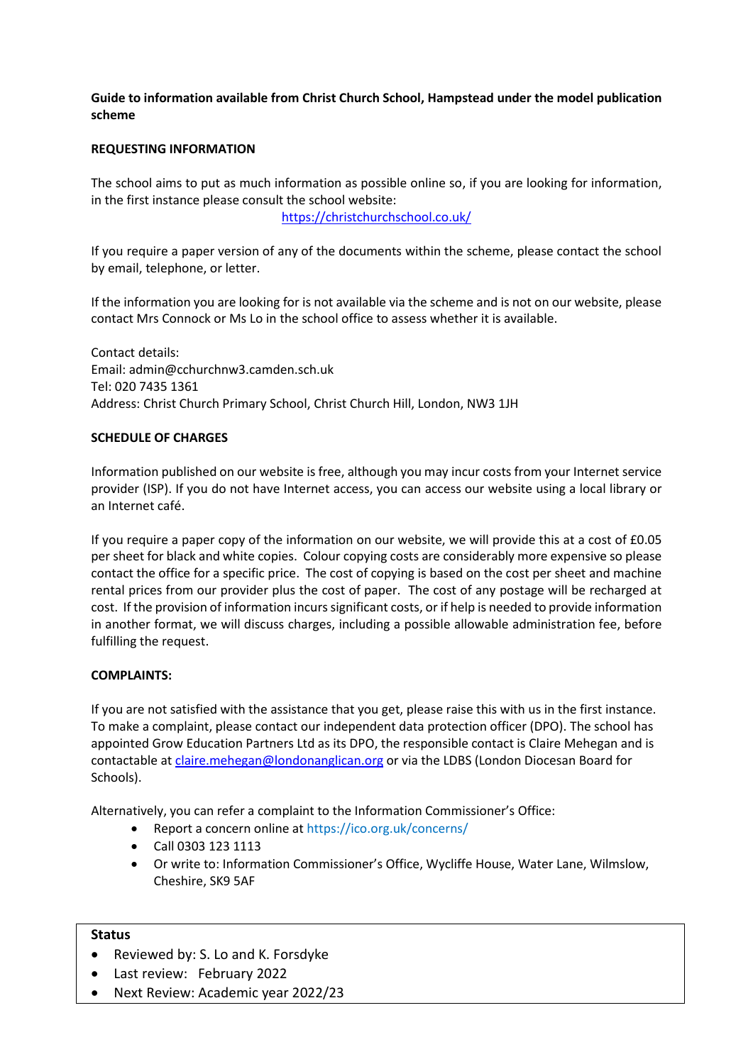**Guide to information available from Christ Church School, Hampstead under the model publication scheme**

**REQUESTING INFORMATION**

The school aims to put as much information as possible online so, if you are looking for information, in the first instance please consult the school website:

https://christchurchschool.co.uk/

If you require a paper version of any of the documents within the scheme, please contact the school by email, telephone, or letter.

If the information you are looking for is not available via the scheme and is not on our website, please contact Mrs Connock or Ms Lo in the school office to assess whether it is available.

Contact details:
Email: admin@cchurchnw3.camden.sch.uk
Tel: 020 7435 1361
Address: Christ Church Primary School, Christ Church Hill, London, NW3 1JH

**SCHEDULE OF CHARGES**

Information published on our website is free, although you may incur costs from your Internet service provider (ISP). If you do not have Internet access, you can access our website using a local library or an Internet café.

If you require a paper copy of the information on our website, we will provide this at a cost of £0.05 per sheet for black and white copies. Colour copying costs are considerably more expensive so please contact the office for a specific price. The cost of copying is based on the cost per sheet and machine rental prices from our provider plus the cost of paper. The cost of any postage will be recharged at cost. If the provision of information incurs significant costs, or if help is needed to provide information in another format, we will discuss charges, including a possible allowable administration fee, before fulfilling the request.

**COMPLAINTS:**

If you are not satisfied with the assistance that you get, please raise this with us in the first instance. To make a complaint, please contact our independent data protection officer (DPO). The school has appointed Grow Education Partners Ltd as its DPO, the responsible contact is Claire Mehegan and is contactable at claire.mehegan@londonanglican.org or via the LDBS (London Diocesan Board for Schools).

Alternatively, you can refer a complaint to the Information Commissioner's Office:

- Report a concern online at https://ico.org.uk/concerns/
- Call 0303 123 1113
- Or write to: Information Commissioner's Office, Wycliffe House, Water Lane, Wilmslow, Cheshire, SK9 5AF

**Status**

- Reviewed by: S. Lo and K. Forsdyke
- Last review: February 2022
- Next Review: Academic year 2022/23